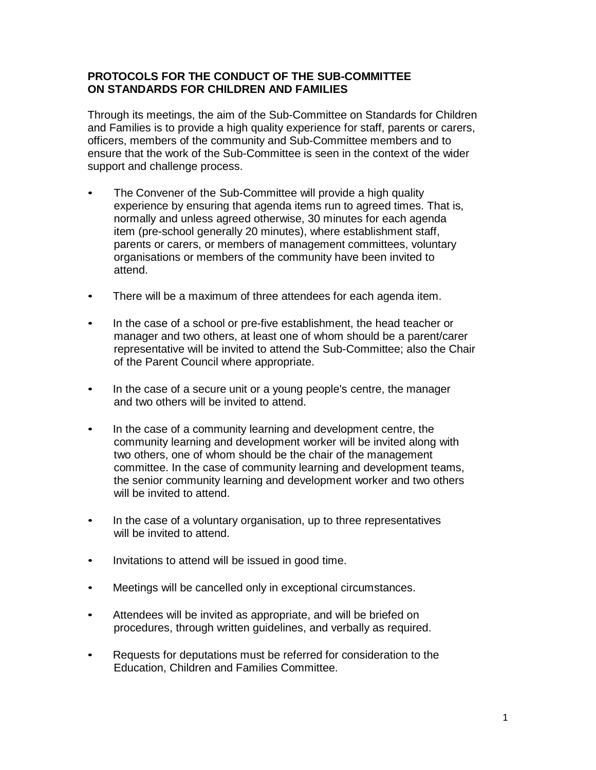# PROTOCOLS FOR THE CONDUCT OF THE SUB-COMMITTEE ON STANDARDS FOR CHILDREN AND FAMILIES

Through its meetings, the aim of the Sub-Committee on Standards for Children and Families is to provide a high quality experience for staff, parents or carers, officers, members of the community and Sub-Committee members and to ensure that the work of the Sub-Committee is seen in the context of the wider support and challenge process.

- The Convener of the Sub-Committee will provide a high quality experience by ensuring that agenda items run to agreed times. That is, normally and unless agreed otherwise, 30 minutes for each agenda item (pre-school generally 20 minutes), where establishment staff, parents or carers, or members of management committees, voluntary organisations or members of the community have been invited to attend.

- There will be a maximum of three attendees for each agenda item.

- In the case of a school or pre-five establishment, the head teacher or manager and two others, at least one of whom should be a parent/carer representative will be invited to attend the Sub-Committee; also the Chair of the Parent Council where appropriate.

- In the case of a secure unit or a young people's centre, the manager and two others will be invited to attend.

- In the case of a community learning and development centre, the community learning and development worker will be invited along with two others, one of whom should be the chair of the management committee. In the case of community learning and development teams, the senior community learning and development worker and two others will be invited to attend.

- In the case of a voluntary organisation, up to three representatives will be invited to attend.

- Invitations to attend will be issued in good time.

- Meetings will be cancelled only in exceptional circumstances.

- Attendees will be invited as appropriate, and will be briefed on procedures, through written guidelines, and verbally as required.

- Requests for deputations must be referred for consideration to the Education, Children and Families Committee.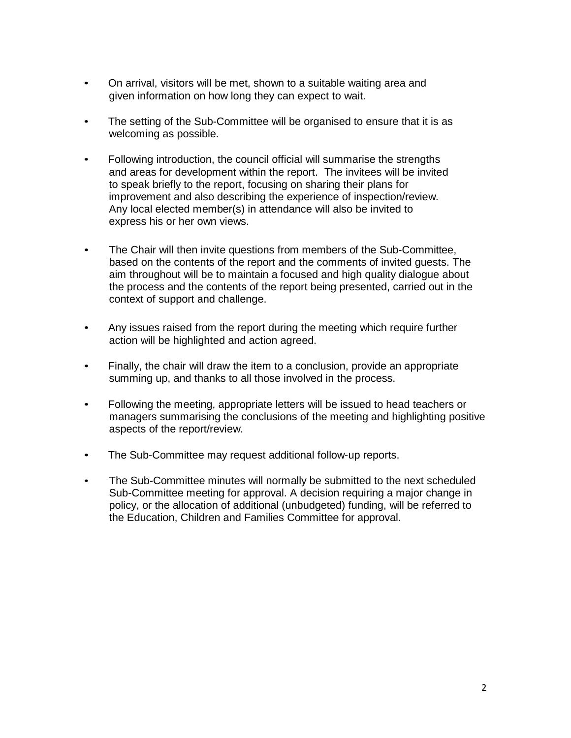- On arrival, visitors will be met, shown to a suitable waiting area and given information on how long they can expect to wait.

- The setting of the Sub-Committee will be organised to ensure that it is as welcoming as possible.

- Following introduction, the council official will summarise the strengths and areas for development within the report. The invitees will be invited to speak briefly to the report, focusing on sharing their plans for improvement and also describing the experience of inspection/review. Any local elected member(s) in attendance will also be invited to express his or her own views.

- The Chair will then invite questions from members of the Sub-Committee, based on the contents of the report and the comments of invited guests. The aim throughout will be to maintain a focused and high quality dialogue about the process and the contents of the report being presented, carried out in the context of support and challenge.

- Any issues raised from the report during the meeting which require further action will be highlighted and action agreed.

- Finally, the chair will draw the item to a conclusion, provide an appropriate summing up, and thanks to all those involved in the process.

- Following the meeting, appropriate letters will be issued to head teachers or managers summarising the conclusions of the meeting and highlighting positive aspects of the report/review.

- The Sub-Committee may request additional follow-up reports.

- The Sub-Committee minutes will normally be submitted to the next scheduled Sub-Committee meeting for approval. A decision requiring a major change in policy, or the allocation of additional (unbudgeted) funding, will be referred to the Education, Children and Families Committee for approval.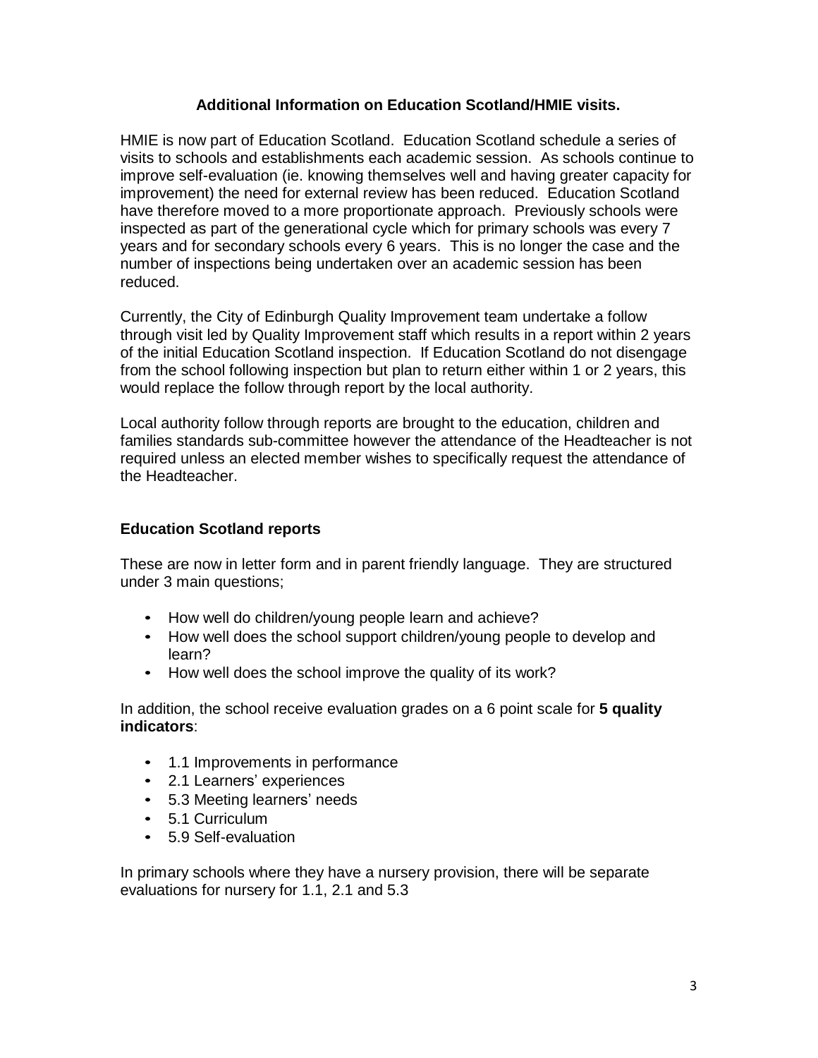## Additional Information on Education Scotland/HMIE visits.

HMIE is now part of Education Scotland. Education Scotland schedule a series of visits to schools and establishments each academic session. As schools continue to improve self-evaluation (ie. knowing themselves well and having greater capacity for improvement) the need for external review has been reduced. Education Scotland have therefore moved to a more proportionate approach. Previously schools were inspected as part of the generational cycle which for primary schools was every 7 years and for secondary schools every 6 years. This is no longer the case and the number of inspections being undertaken over an academic session has been reduced.

Currently, the City of Edinburgh Quality Improvement team undertake a follow through visit led by Quality Improvement staff which results in a report within 2 years of the initial Education Scotland inspection. If Education Scotland do not disengage from the school following inspection but plan to return either within 1 or 2 years, this would replace the follow through report by the local authority.

Local authority follow through reports are brought to the education, children and families standards sub-committee however the attendance of the Headteacher is not required unless an elected member wishes to specifically request the attendance of the Headteacher.

### Education Scotland reports

These are now in letter form and in parent friendly language. They are structured under 3 main questions;

- How well do children/young people learn and achieve?
- How well does the school support children/young people to develop and learn?
- How well does the school improve the quality of its work?

In addition, the school receive evaluation grades on a 6 point scale for **5 quality indicators**:

- 1.1 Improvements in performance
- 2.1 Learners' experiences
- 5.3 Meeting learners' needs
- 5.1 Curriculum
- 5.9 Self-evaluation

In primary schools where they have a nursery provision, there will be separate evaluations for nursery for 1.1, 2.1 and 5.3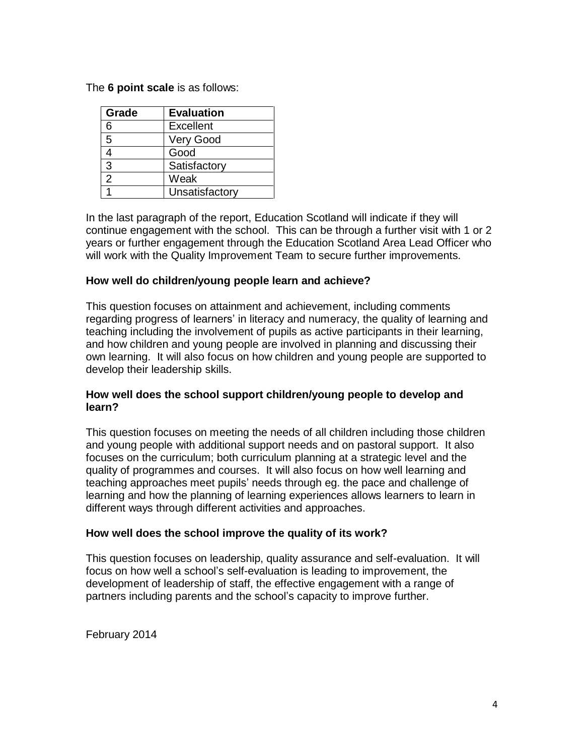The **6 point scale** is as follows:

| Grade | Evaluation |
|---|---|
| 6 | Excellent |
| 5 | Very Good |
| 4 | Good |
| 3 | Satisfactory |
| 2 | Weak |
| 1 | Unsatisfactory |

In the last paragraph of the report, Education Scotland will indicate if they will continue engagement with the school. This can be through a further visit with 1 or 2 years or further engagement through the Education Scotland Area Lead Officer who will work with the Quality Improvement Team to secure further improvements.

**How well do children/young people learn and achieve?**

This question focuses on attainment and achievement, including comments regarding progress of learners' in literacy and numeracy, the quality of learning and teaching including the involvement of pupils as active participants in their learning, and how children and young people are involved in planning and discussing their own learning. It will also focus on how children and young people are supported to develop their leadership skills.

**How well does the school support children/young people to develop and learn?**

This question focuses on meeting the needs of all children including those children and young people with additional support needs and on pastoral support. It also focuses on the curriculum; both curriculum planning at a strategic level and the quality of programmes and courses. It will also focus on how well learning and teaching approaches meet pupils' needs through eg. the pace and challenge of learning and how the planning of learning experiences allows learners to learn in different ways through different activities and approaches.

**How well does the school improve the quality of its work?**

This question focuses on leadership, quality assurance and self-evaluation. It will focus on how well a school's self-evaluation is leading to improvement, the development of leadership of staff, the effective engagement with a range of partners including parents and the school's capacity to improve further.

February 2014